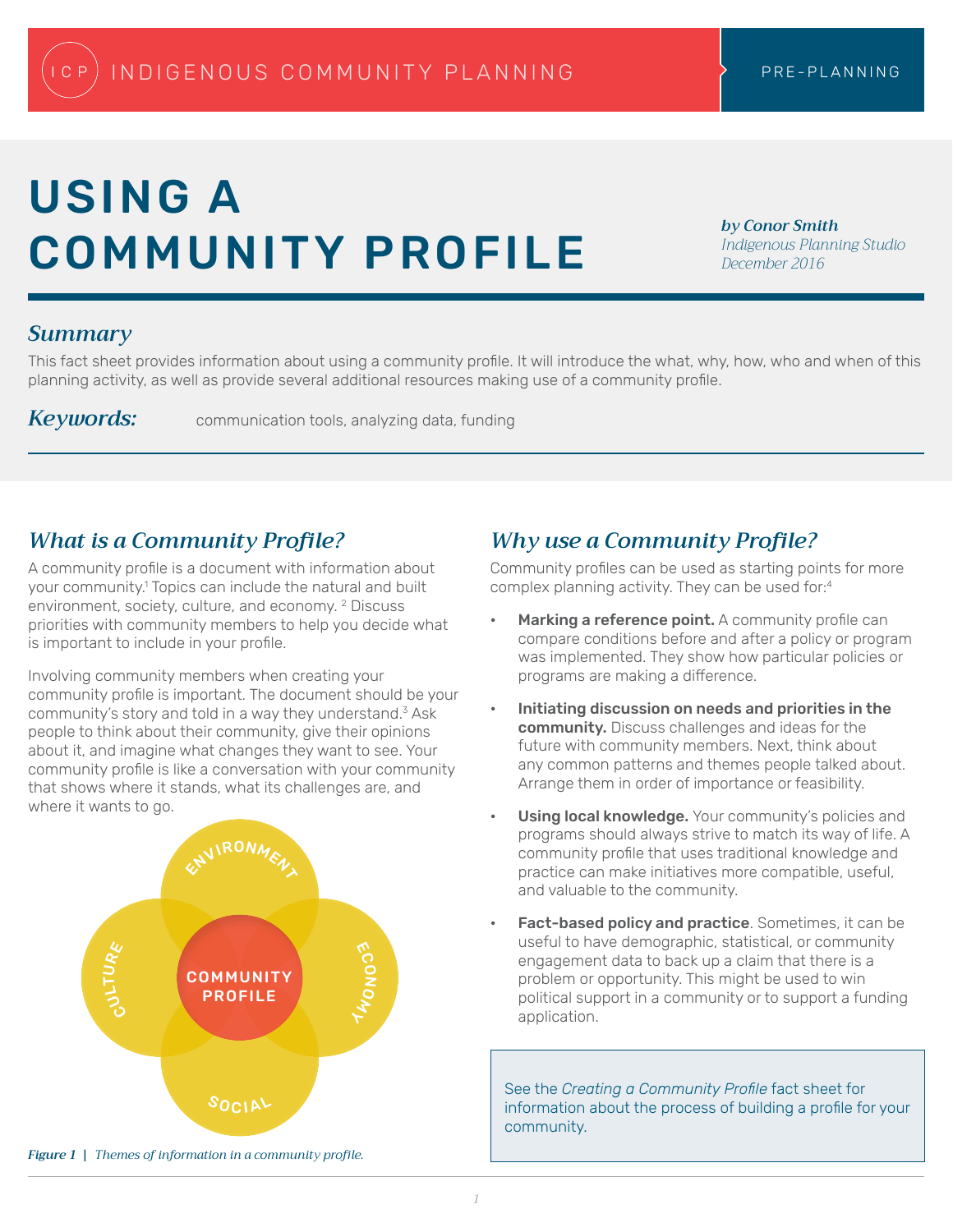INDIGENOUS COMMUNITY PLANNING — PRE-PLANNING

# USING A COMMUNITY PROFILE

***by Conor Smith***
*Indigenous Planning Studio*
*December 2016*

## *Summary*

This fact sheet provides information about using a community profile. It will introduce the what, why, how, who and when of this planning activity, as well as provide several additional resources making use of a community profile.

***Keywords:*** communication tools, analyzing data, funding

## *What is a Community Profile?*

A community profile is a document with information about your community.[1] Topics can include the natural and built environment, society, culture, and economy. [2] Discuss priorities with community members to help you decide what is important to include in your profile.

Involving community members when creating your community profile is important. The document should be your community's story and told in a way they understand.[3] Ask people to think about their community, give their opinions about it, and imagine what changes they want to see. Your community profile is like a conversation with your community that shows where it stands, what its challenges are, and where it wants to go.

ENVIRONMENT — ECONOMY — SOCIAL — CULTURE — COMMUNITY PROFILE

***Figure 1*** **|** *Themes of information in a community profile.*

## *Why use a Community Profile?*

Community profiles can be used as starting points for more complex planning activity. They can be used for:[4]

- **Marking a reference point.** A community profile can compare conditions before and after a policy or program was implemented. They show how particular policies or programs are making a difference.
- **Initiating discussion on needs and priorities in the community.** Discuss challenges and ideas for the future with community members. Next, think about any common patterns and themes people talked about. Arrange them in order of importance or feasibility.
- **Using local knowledge.** Your community's policies and programs should always strive to match its way of life. A community profile that uses traditional knowledge and practice can make initiatives more compatible, useful, and valuable to the community.
- **Fact-based policy and practice**. Sometimes, it can be useful to have demographic, statistical, or community engagement data to back up a claim that there is a problem or opportunity. This might be used to win political support in a community or to support a funding application.

See the *Creating a Community Profile* fact sheet for information about the process of building a profile for your community.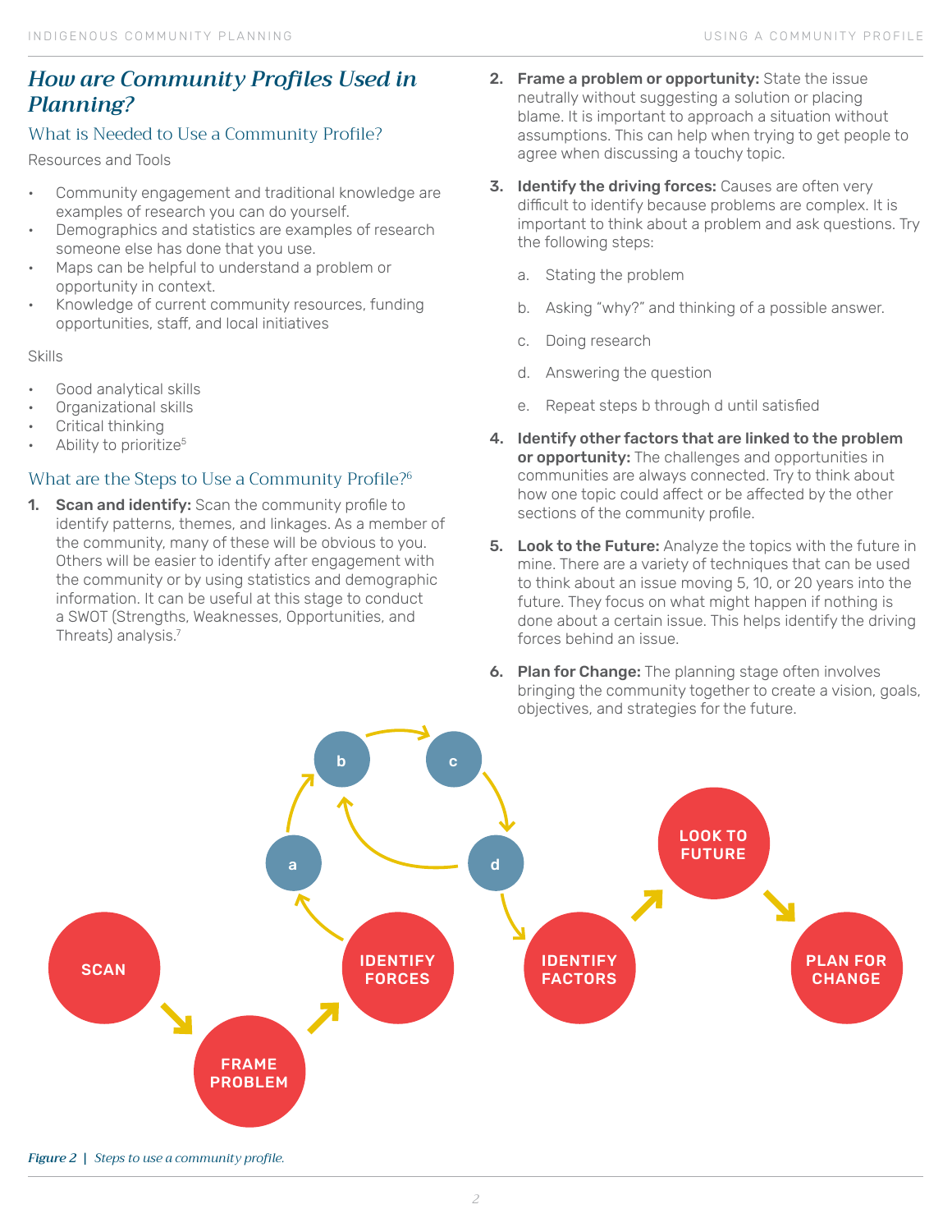## *How are Community Profiles Used in Planning?*

### What is Needed to Use a Community Profile?

Resources and Tools

- Community engagement and traditional knowledge are examples of research you can do yourself.
- Demographics and statistics are examples of research someone else has done that you use.
- Maps can be helpful to understand a problem or opportunity in context.
- Knowledge of current community resources, funding opportunities, staff, and local initiatives

Skills

- Good analytical skills
- Organizational skills
- Critical thinking
- Ability to prioritize[5]

### What are the Steps to Use a Community Profile?[6]

1. **Scan and identify:** Scan the community profile to identify patterns, themes, and linkages. As a member of the community, many of these will be obvious to you. Others will be easier to identify after engagement with the community or by using statistics and demographic information. It can be useful at this stage to conduct a SWOT (Strengths, Weaknesses, Opportunities, and Threats) analysis.[7]
2. **Frame a problem or opportunity:** State the issue neutrally without suggesting a solution or placing blame. It is important to approach a situation without assumptions. This can help when trying to get people to agree when discussing a touchy topic.
3. **Identify the driving forces:** Causes are often very difficult to identify because problems are complex. It is important to think about a problem and ask questions. Try the following steps:
    a. Stating the problem
    b. Asking "why?" and thinking of a possible answer.
    c. Doing research
    d. Answering the question
    e. Repeat steps b through d until satisfied
4. **Identify other factors that are linked to the problem or opportunity:** The challenges and opportunities in communities are always connected. Try to think about how one topic could affect or be affected by the other sections of the community profile.
5. **Look to the Future:** Analyze the topics with the future in mine. There are a variety of techniques that can be used to think about an issue moving 5, 10, or 20 years into the future. They focus on what might happen if nothing is done about a certain issue. This helps identify the driving forces behind an issue.
6. **Plan for Change:** The planning stage often involves bringing the community together to create a vision, goals, objectives, and strategies for the future.

SCAN → FRAME PROBLEM → IDENTIFY FORCES → a → b → c → d (d → b) → IDENTIFY FACTORS → LOOK TO FUTURE → PLAN FOR CHANGE

***Figure 2*** | *Steps to use a community profile.*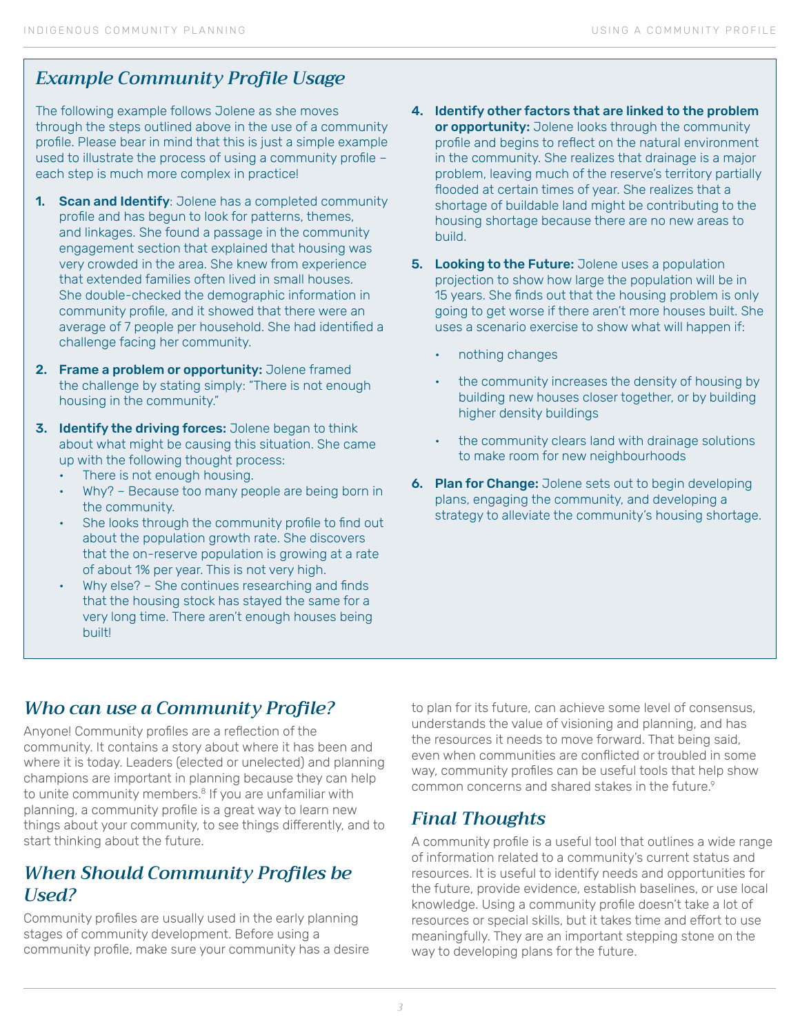## *Example Community Profile Usage*

The following example follows Jolene as she moves through the steps outlined above in the use of a community profile. Please bear in mind that this is just a simple example used to illustrate the process of using a community profile – each step is much more complex in practice!

1. **Scan and Identify**: Jolene has a completed community profile and has begun to look for patterns, themes, and linkages. She found a passage in the community engagement section that explained that housing was very crowded in the area. She knew from experience that extended families often lived in small houses. She double-checked the demographic information in community profile, and it showed that there were an average of 7 people per household. She had identified a challenge facing her community.

2. **Frame a problem or opportunity:** Jolene framed the challenge by stating simply: "There is not enough housing in the community."

3. **Identify the driving forces:** Jolene began to think about what might be causing this situation. She came up with the following thought process:
   - There is not enough housing.
   - Why? – Because too many people are being born in the community.
   - She looks through the community profile to find out about the population growth rate. She discovers that the on-reserve population is growing at a rate of about 1% per year. This is not very high.
   - Why else? – She continues researching and finds that the housing stock has stayed the same for a very long time. There aren't enough houses being built!

4. **Identify other factors that are linked to the problem or opportunity:** Jolene looks through the community profile and begins to reflect on the natural environment in the community. She realizes that drainage is a major problem, leaving much of the reserve's territory partially flooded at certain times of year. She realizes that a shortage of buildable land might be contributing to the housing shortage because there are no new areas to build.

5. **Looking to the Future:** Jolene uses a population projection to show how large the population will be in 15 years. She finds out that the housing problem is only going to get worse if there aren't more houses built. She uses a scenario exercise to show what will happen if:
   - nothing changes
   - the community increases the density of housing by building new houses closer together, or by building higher density buildings
   - the community clears land with drainage solutions to make room for new neighbourhoods

6. **Plan for Change:** Jolene sets out to begin developing plans, engaging the community, and developing a strategy to alleviate the community's housing shortage.

## *Who can use a Community Profile?*

Anyone! Community profiles are a reflection of the community. It contains a story about where it has been and where it is today. Leaders (elected or unelected) and planning champions are important in planning because they can help to unite community members.[8] If you are unfamiliar with planning, a community profile is a great way to learn new things about your community, to see things differently, and to start thinking about the future.

## *When Should Community Profiles be Used?*

Community profiles are usually used in the early planning stages of community development. Before using a community profile, make sure your community has a desire to plan for its future, can achieve some level of consensus, understands the value of visioning and planning, and has the resources it needs to move forward. That being said, even when communities are conflicted or troubled in some way, community profiles can be useful tools that help show common concerns and shared stakes in the future.[9]

## *Final Thoughts*

A community profile is a useful tool that outlines a wide range of information related to a community's current status and resources. It is useful to identify needs and opportunities for the future, provide evidence, establish baselines, or use local knowledge. Using a community profile doesn't take a lot of resources or special skills, but it takes time and effort to use meaningfully. They are an important stepping stone on the way to developing plans for the future.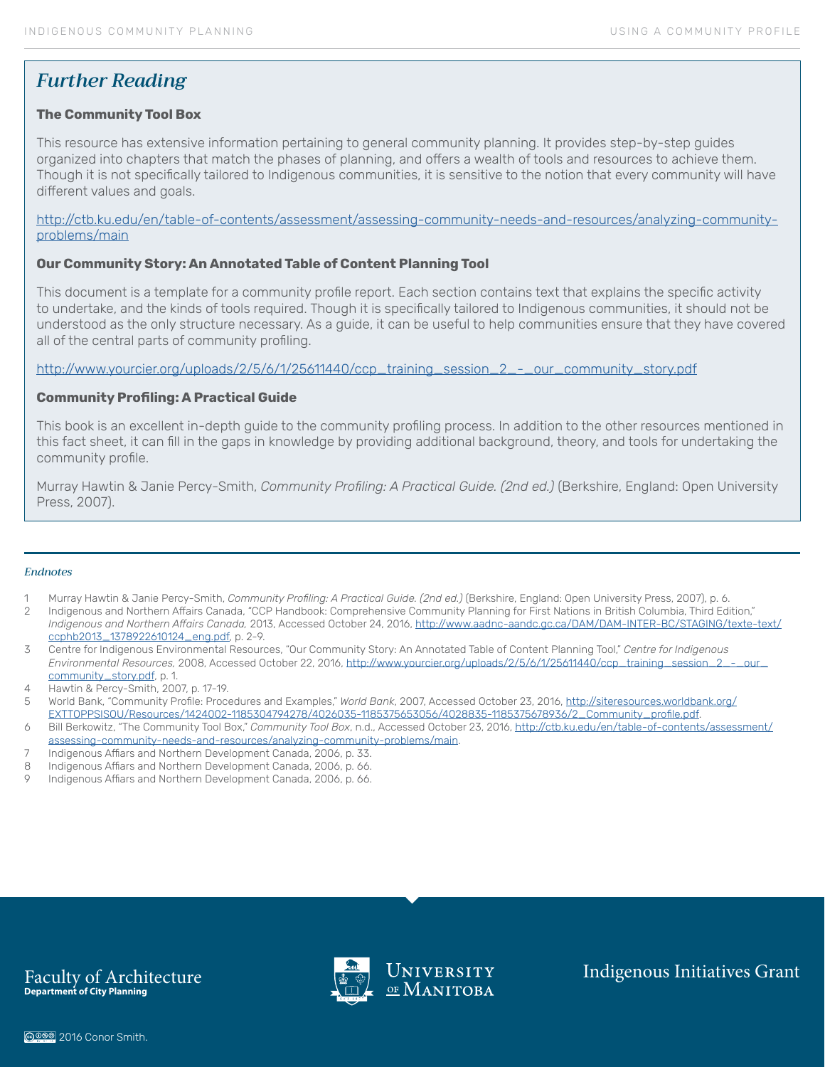## *Further Reading*

**The Community Tool Box**

This resource has extensive information pertaining to general community planning. It provides step-by-step guides organized into chapters that match the phases of planning, and offers a wealth of tools and resources to achieve them. Though it is not specifically tailored to Indigenous communities, it is sensitive to the notion that every community will have different values and goals.

http://ctb.ku.edu/en/table-of-contents/assessment/assessing-community-needs-and-resources/analyzing-community-problems/main

**Our Community Story: An Annotated Table of Content Planning Tool**

This document is a template for a community profile report. Each section contains text that explains the specific activity to undertake, and the kinds of tools required. Though it is specifically tailored to Indigenous communities, it should not be understood as the only structure necessary. As a guide, it can be useful to help communities ensure that they have covered all of the central parts of community profiling.

http://www.yourcier.org/uploads/2/5/6/1/25611440/ccp_training_session_2_-_our_community_story.pdf

**Community Profiling: A Practical Guide**

This book is an excellent in-depth guide to the community profiling process. In addition to the other resources mentioned in this fact sheet, it can fill in the gaps in knowledge by providing additional background, theory, and tools for undertaking the community profile.

Murray Hawtin & Janie Percy-Smith, *Community Profiling: A Practical Guide. (2nd ed.)* (Berkshire, England: Open University Press, 2007).

### *Endnotes*

1. Murray Hawtin & Janie Percy-Smith, *Community Profiling: A Practical Guide. (2nd ed.)* (Berkshire, England: Open University Press, 2007), p. 6.
2. Indigenous and Northern Affairs Canada, "CCP Handbook: Comprehensive Community Planning for First Nations in British Columbia, Third Edition," *Indigenous and Northern Affairs Canada,* 2013, Accessed October 24, 2016, http://www.aadnc-aandc.gc.ca/DAM/DAM-INTER-BC/STAGING/texte-text/ccphb2013_1378922610124_eng.pdf, p. 2-9.
3. Centre for Indigenous Environmental Resources, "Our Community Story: An Annotated Table of Content Planning Tool," *Centre for Indigenous Environmental Resources*, 2008, Accessed October 22, 2016, http://www.yourcier.org/uploads/2/5/6/1/25611440/ccp_training_session_2_-_our_community_story.pdf, p. 1.
4. Hawtin & Percy-Smith, 2007, p. 17-19.
5. World Bank, "Community Profile: Procedures and Examples," *World Bank*, 2007, Accessed October 23, 2016, http://siteresources.worldbank.org/EXTTOPPSISOU/Resources/1424002-1185304794278/4026035-1185375653056/4028835-1185375678936/2_Community_profile.pdf.
6. Bill Berkowitz, "The Community Tool Box," *Community Tool Box*, n.d., Accessed October 23, 2016, http://ctb.ku.edu/en/table-of-contents/assessment/assessing-community-needs-and-resources/analyzing-community-problems/main.
7. Indigenous Affiars and Northern Development Canada, 2006, p. 33.
8. Indigenous Affiars and Northern Development Canada, 2006, p. 66.
9. Indigenous Affiars and Northern Development Canada, 2006, p. 66.

Faculty of Architecture
**Department of City Planning**

University of Manitoba

Indigenous Initiatives Grant

2016 Conor Smith.